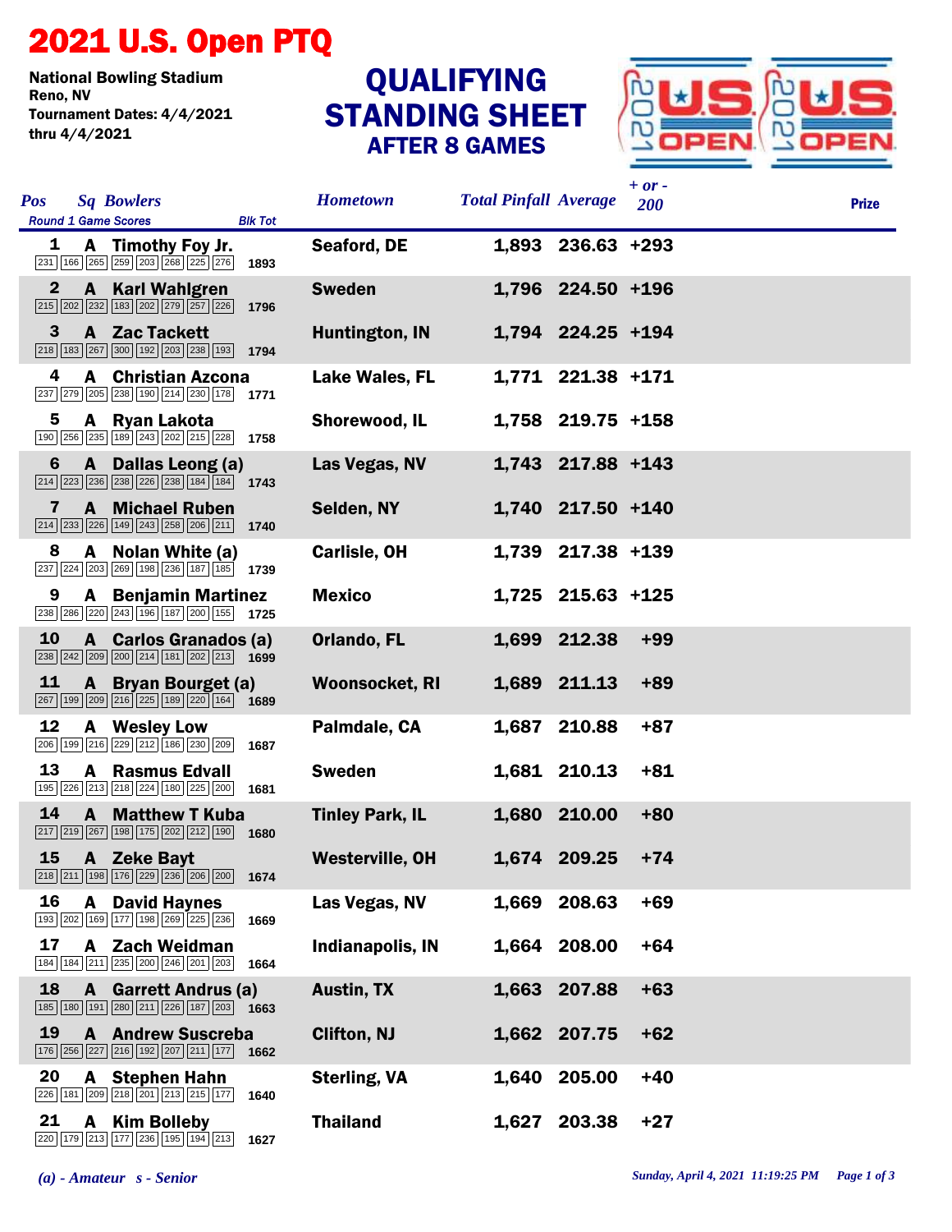# 2021 U.S. Open PTQ

**National Bowling Stadium**
**Reno, NV**
**Tournament Dates: 4/4/2021 thru 4/4/2021**

## QUALIFYING STANDING SHEET
### AFTER 8 GAMES

| Pos | Sq | Bowlers | Round 1 Game Scores | Blk Tot | Hometown | Total Pinfall | Average | + or - 200 | Prize |
|---|---|---|---|---|---|---|---|---|---|
| 1 | A | Timothy Foy Jr. | 231 166 265 259 203 268 225 276 | 1893 | Seaford, DE | 1,893 | 236.63 | +293 | |
| 2 | A | Karl Wahlgren | 215 202 232 183 202 279 257 226 | 1796 | Sweden | 1,796 | 224.50 | +196 | |
| 3 | A | Zac Tackett | 218 183 267 300 192 203 238 193 | 1794 | Huntington, IN | 1,794 | 224.25 | +194 | |
| 4 | A | Christian Azcona | 237 279 205 238 190 214 230 178 | 1771 | Lake Wales, FL | 1,771 | 221.38 | +171 | |
| 5 | A | Ryan Lakota | 190 256 235 189 243 202 215 228 | 1758 | Shorewood, IL | 1,758 | 219.75 | +158 | |
| 6 | A | Dallas Leong (a) | 214 223 236 238 226 238 184 184 | 1743 | Las Vegas, NV | 1,743 | 217.88 | +143 | |
| 7 | A | Michael Ruben | 214 233 226 149 243 258 206 211 | 1740 | Selden, NY | 1,740 | 217.50 | +140 | |
| 8 | A | Nolan White (a) | 237 224 203 269 198 236 187 185 | 1739 | Carlisle, OH | 1,739 | 217.38 | +139 | |
| 9 | A | Benjamin Martinez | 238 286 220 243 196 187 200 155 | 1725 | Mexico | 1,725 | 215.63 | +125 | |
| 10 | A | Carlos Granados (a) | 238 242 209 200 214 181 202 213 | 1699 | Orlando, FL | 1,699 | 212.38 | +99 | |
| 11 | A | Bryan Bourget (a) | 267 199 209 216 225 189 220 164 | 1689 | Woonsocket, RI | 1,689 | 211.13 | +89 | |
| 12 | A | Wesley Low | 206 199 216 229 212 186 230 209 | 1687 | Palmdale, CA | 1,687 | 210.88 | +87 | |
| 13 | A | Rasmus Edvall | 195 226 213 218 224 180 225 200 | 1681 | Sweden | 1,681 | 210.13 | +81 | |
| 14 | A | Matthew T Kuba | 217 219 267 198 175 202 212 190 | 1680 | Tinley Park, IL | 1,680 | 210.00 | +80 | |
| 15 | A | Zeke Bayt | 218 211 198 176 229 236 206 200 | 1674 | Westerville, OH | 1,674 | 209.25 | +74 | |
| 16 | A | David Haynes | 193 202 169 177 198 269 225 236 | 1669 | Las Vegas, NV | 1,669 | 208.63 | +69 | |
| 17 | A | Zach Weidman | 184 184 211 235 200 246 201 203 | 1664 | Indianapolis, IN | 1,664 | 208.00 | +64 | |
| 18 | A | Garrett Andrus (a) | 185 180 191 280 211 226 187 203 | 1663 | Austin, TX | 1,663 | 207.88 | +63 | |
| 19 | A | Andrew Suscreba | 176 256 227 216 192 207 211 177 | 1662 | Clifton, NJ | 1,662 | 207.75 | +62 | |
| 20 | A | Stephen Hahn | 226 181 209 218 201 213 215 177 | 1640 | Sterling, VA | 1,640 | 205.00 | +40 | |
| 21 | A | Kim Bolleby | 220 179 213 177 236 195 194 213 | 1627 | Thailand | 1,627 | 203.38 | +27 | |

*(a) - Amateur s - Senior*

*Sunday, April 4, 2021 11:19:25 PM*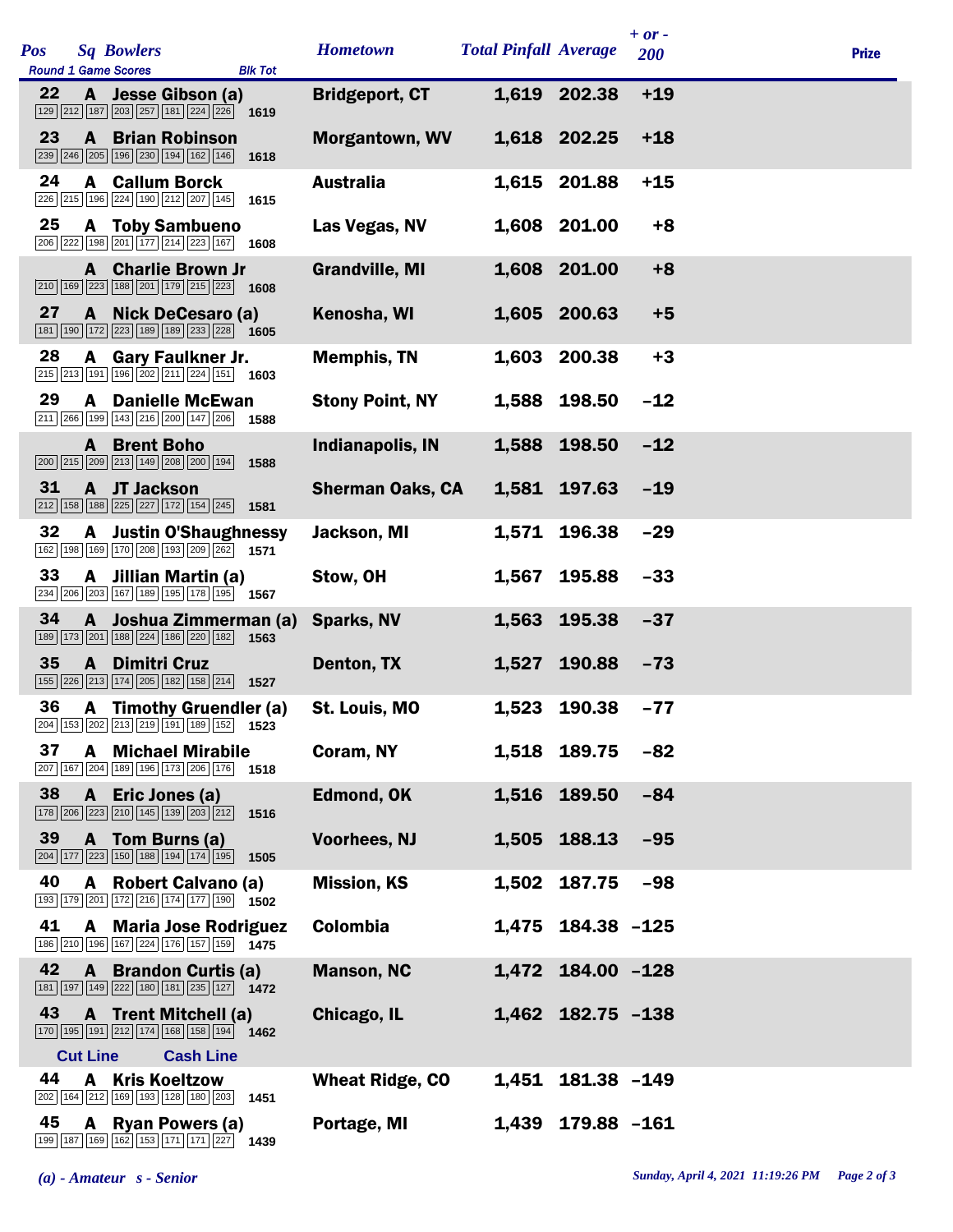| Pos | Sq | Bowlers | Round 1 Game Scores | Blk Tot | Hometown | Total Pinfall | Average | + or - 200 | Prize |
|---|---|---|---|---|---|---|---|---|---|
| 22 | A | Jesse Gibson (a) | 129 212 187 203 257 181 224 226 | 1619 | Bridgeport, CT | 1,619 | 202.38 | +19 | |
| 23 | A | Brian Robinson | 239 246 205 196 230 194 162 146 | 1618 | Morgantown, WV | 1,618 | 202.25 | +18 | |
| 24 | A | Callum Borck | 226 215 196 224 190 212 207 145 | 1615 | Australia | 1,615 | 201.88 | +15 | |
| 25 | A | Toby Sambueno | 206 222 198 201 177 214 223 167 | 1608 | Las Vegas, NV | 1,608 | 201.00 | +8 | |
| | A | Charlie Brown Jr | 210 169 223 188 201 179 215 223 | 1608 | Grandville, MI | 1,608 | 201.00 | +8 | |
| 27 | A | Nick DeCesaro (a) | 181 190 172 223 189 189 233 228 | 1605 | Kenosha, WI | 1,605 | 200.63 | +5 | |
| 28 | A | Gary Faulkner Jr. | 215 213 191 196 202 211 224 151 | 1603 | Memphis, TN | 1,603 | 200.38 | +3 | |
| 29 | A | Danielle McEwan | 211 266 199 143 216 200 147 206 | 1588 | Stony Point, NY | 1,588 | 198.50 | -12 | |
| | A | Brent Boho | 200 215 209 213 149 208 200 194 | 1588 | Indianapolis, IN | 1,588 | 198.50 | -12 | |
| 31 | A | JT Jackson | 212 158 188 225 227 172 154 245 | 1581 | Sherman Oaks, CA | 1,581 | 197.63 | -19 | |
| 32 | A | Justin O'Shaughnessy | 162 198 169 170 208 193 209 262 | 1571 | Jackson, MI | 1,571 | 196.38 | -29 | |
| 33 | A | Jillian Martin (a) | 234 206 203 167 189 195 178 195 | 1567 | Stow, OH | 1,567 | 195.88 | -33 | |
| 34 | A | Joshua Zimmerman (a) | 189 173 201 188 224 186 220 182 | 1563 | Sparks, NV | 1,563 | 195.38 | -37 | |
| 35 | A | Dimitri Cruz | 155 226 213 174 205 182 158 214 | 1527 | Denton, TX | 1,527 | 190.88 | -73 | |
| 36 | A | Timothy Gruendler (a) | 204 153 202 213 219 191 189 152 | 1523 | St. Louis, MO | 1,523 | 190.38 | -77 | |
| 37 | A | Michael Mirabile | 207 167 204 189 196 173 206 176 | 1518 | Coram, NY | 1,518 | 189.75 | -82 | |
| 38 | A | Eric Jones (a) | 178 206 223 210 145 139 203 212 | 1516 | Edmond, OK | 1,516 | 189.50 | -84 | |
| 39 | A | Tom Burns (a) | 204 177 223 150 188 194 174 195 | 1505 | Voorhees, NJ | 1,505 | 188.13 | -95 | |
| 40 | A | Robert Calvano (a) | 193 179 201 172 216 174 177 190 | 1502 | Mission, KS | 1,502 | 187.75 | -98 | |
| 41 | A | Maria Jose Rodriguez | 186 210 196 167 224 176 157 159 | 1475 | Colombia | 1,475 | 184.38 | -125 | |
| 42 | A | Brandon Curtis (a) | 181 197 149 222 180 181 235 127 | 1472 | Manson, NC | 1,472 | 184.00 | -128 | |
| 43 | A | Trent Mitchell (a) | 170 195 191 212 174 168 158 194 | 1462 | Chicago, IL | 1,462 | 182.75 | -138 | |
| | | **Cut Line** | **Cash Line** | | | | | | |
| 44 | A | Kris Koeltzow | 202 164 212 169 193 128 180 203 | 1451 | Wheat Ridge, CO | 1,451 | 181.38 | -149 | |
| 45 | A | Ryan Powers (a) | 199 187 169 162 153 171 171 227 | 1439 | Portage, MI | 1,439 | 179.88 | -161 | |

*(a) - Amateur s - Senior*

*Sunday, April 4, 2021 11:19:26 PM*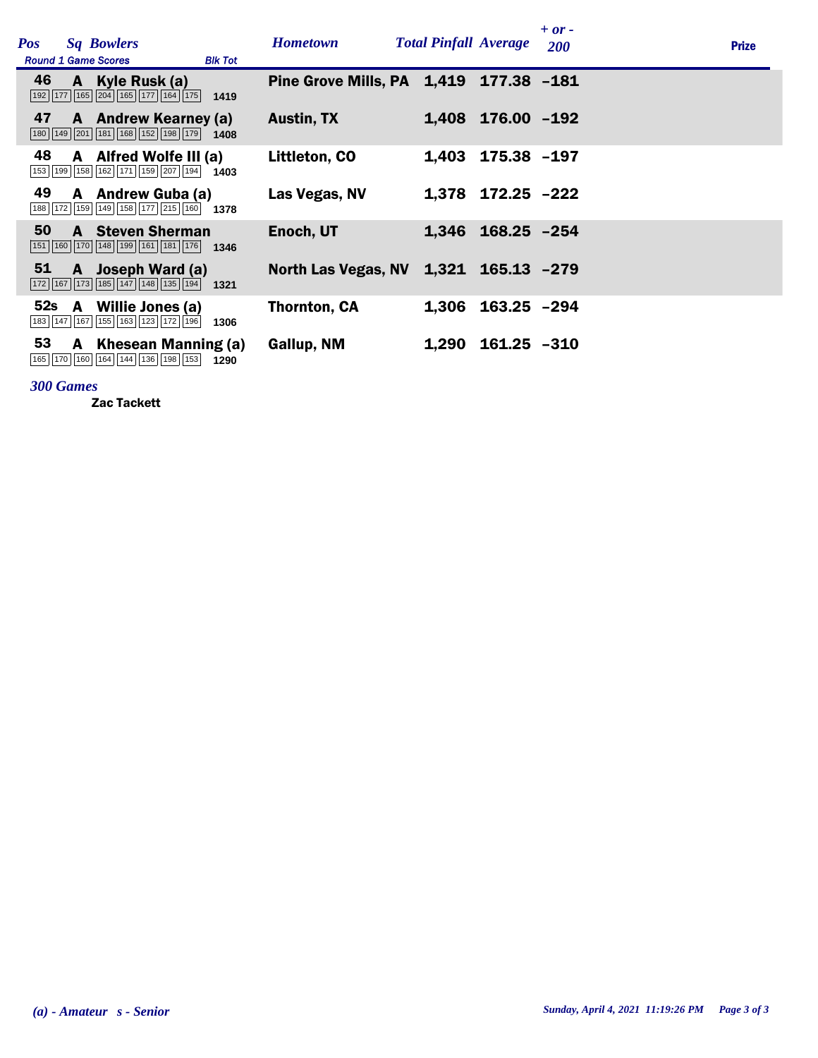| Pos | Sq | Bowlers | Round 1 Game Scores | Blk Tot | Hometown | Total Pinfall | Average | + or - 200 | Prize |
|---|---|---|---|---|---|---|---|---|---|
| 46 | A | Kyle Rusk (a) | 192 177 165 204 165 177 164 175 | 1419 | Pine Grove Mills, PA | 1,419 | 177.38 | -181 | |
| 47 | A | Andrew Kearney (a) | 180 149 201 181 168 152 198 179 | 1408 | Austin, TX | 1,408 | 176.00 | -192 | |
| 48 | A | Alfred Wolfe III (a) | 153 199 158 162 171 159 207 194 | 1403 | Littleton, CO | 1,403 | 175.38 | -197 | |
| 49 | A | Andrew Guba (a) | 188 172 159 149 158 177 215 160 | 1378 | Las Vegas, NV | 1,378 | 172.25 | -222 | |
| 50 | A | Steven Sherman | 151 160 170 148 199 161 181 176 | 1346 | Enoch, UT | 1,346 | 168.25 | -254 | |
| 51 | A | Joseph Ward (a) | 172 167 173 185 147 148 135 194 | 1321 | North Las Vegas, NV | 1,321 | 165.13 | -279 | |
| 52s | A | Willie Jones (a) | 183 147 167 155 163 123 172 196 | 1306 | Thornton, CA | 1,306 | 163.25 | -294 | |
| 53 | A | Khesean Manning (a) | 165 170 160 164 144 136 198 153 | 1290 | Gallup, NM | 1,290 | 161.25 | -310 | |

*300 Games*

**Zac Tackett**

*(a) - Amateur s - Senior*

*Sunday, April 4, 2021 11:19:26 PM*